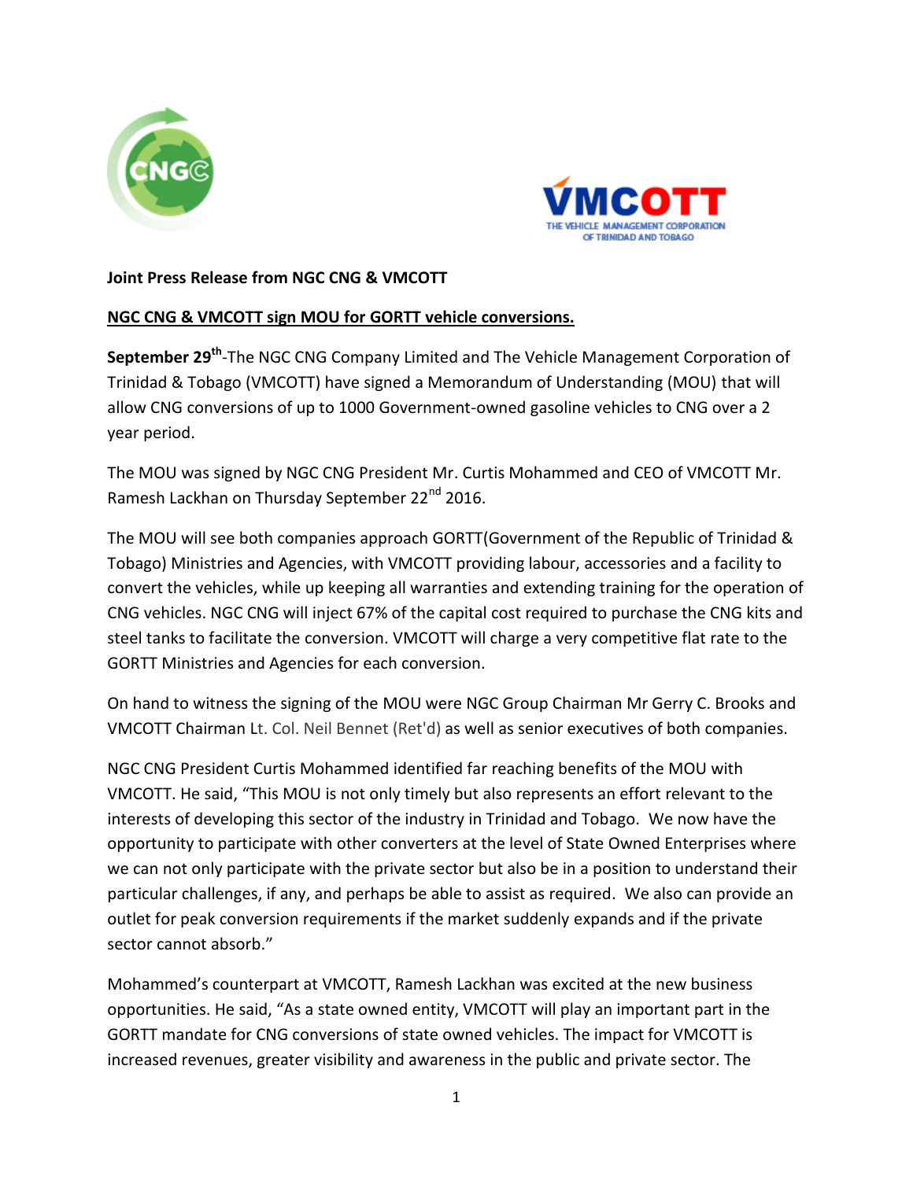**Joint Press Release from NGC CNG & VMCOTT**

**NGC CNG & VMCOTT sign MOU for GORTT vehicle conversions.**

**September 29th**-The NGC CNG Company Limited and The Vehicle Management Corporation of Trinidad & Tobago (VMCOTT) have signed a Memorandum of Understanding (MOU) that will allow CNG conversions of up to 1000 Government-owned gasoline vehicles to CNG over a 2 year period.

The MOU was signed by NGC CNG President Mr. Curtis Mohammed and CEO of VMCOTT Mr. Ramesh Lackhan on Thursday September 22nd 2016.

The MOU will see both companies approach GORTT(Government of the Republic of Trinidad & Tobago) Ministries and Agencies, with VMCOTT providing labour, accessories and a facility to convert the vehicles, while up keeping all warranties and extending training for the operation of CNG vehicles. NGC CNG will inject 67% of the capital cost required to purchase the CNG kits and steel tanks to facilitate the conversion. VMCOTT will charge a very competitive flat rate to the GORTT Ministries and Agencies for each conversion.

On hand to witness the signing of the MOU were NGC Group Chairman Mr Gerry C. Brooks and VMCOTT Chairman Lt. Col. Neil Bennet (Ret'd) as well as senior executives of both companies.

NGC CNG President Curtis Mohammed identified far reaching benefits of the MOU with VMCOTT. He said, "This MOU is not only timely but also represents an effort relevant to the interests of developing this sector of the industry in Trinidad and Tobago. We now have the opportunity to participate with other converters at the level of State Owned Enterprises where we can not only participate with the private sector but also be in a position to understand their particular challenges, if any, and perhaps be able to assist as required. We also can provide an outlet for peak conversion requirements if the market suddenly expands and if the private sector cannot absorb."

Mohammed's counterpart at VMCOTT, Ramesh Lackhan was excited at the new business opportunities. He said, "As a state owned entity, VMCOTT will play an important part in the GORTT mandate for CNG conversions of state owned vehicles. The impact for VMCOTT is increased revenues, greater visibility and awareness in the public and private sector. The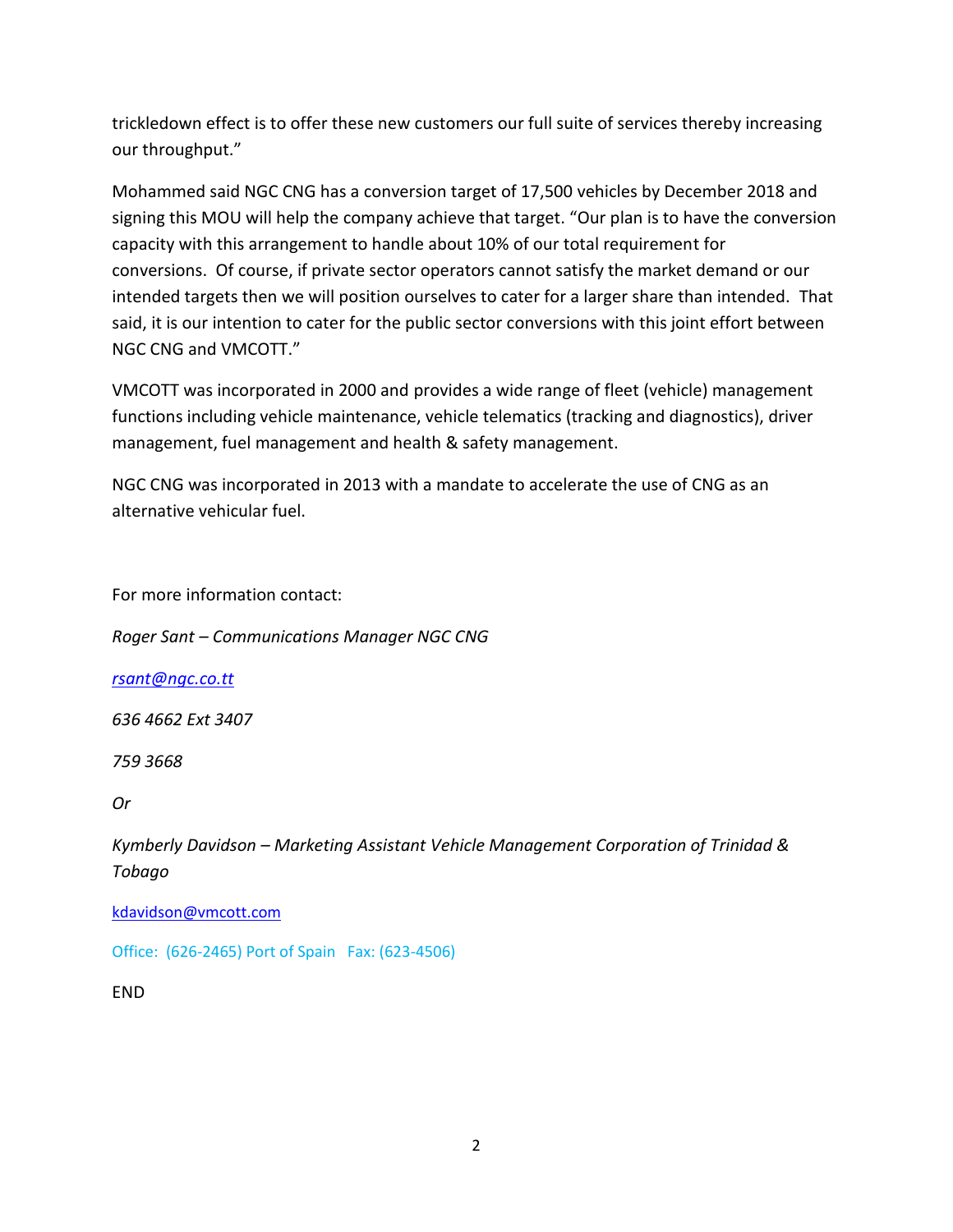trickledown effect is to offer these new customers our full suite of services thereby increasing our throughput."

Mohammed said NGC CNG has a conversion target of 17,500 vehicles by December 2018 and signing this MOU will help the company achieve that target. "Our plan is to have the conversion capacity with this arrangement to handle about 10% of our total requirement for conversions. Of course, if private sector operators cannot satisfy the market demand or our intended targets then we will position ourselves to cater for a larger share than intended. That said, it is our intention to cater for the public sector conversions with this joint effort between NGC CNG and VMCOTT."

VMCOTT was incorporated in 2000 and provides a wide range of fleet (vehicle) management functions including vehicle maintenance, vehicle telematics (tracking and diagnostics), driver management, fuel management and health & safety management.

NGC CNG was incorporated in 2013 with a mandate to accelerate the use of CNG as an alternative vehicular fuel.

For more information contact:

*Roger Sant – Communications Manager NGC CNG*

*rsant@ngc.co.tt*

*636 4662 Ext 3407*

*759 3668*

*Or*

*Kymberly Davidson – Marketing Assistant Vehicle Management Corporation of Trinidad & Tobago*

kdavidson@vmcott.com

Office: (626-2465) Port of Spain Fax: (623-4506)

END